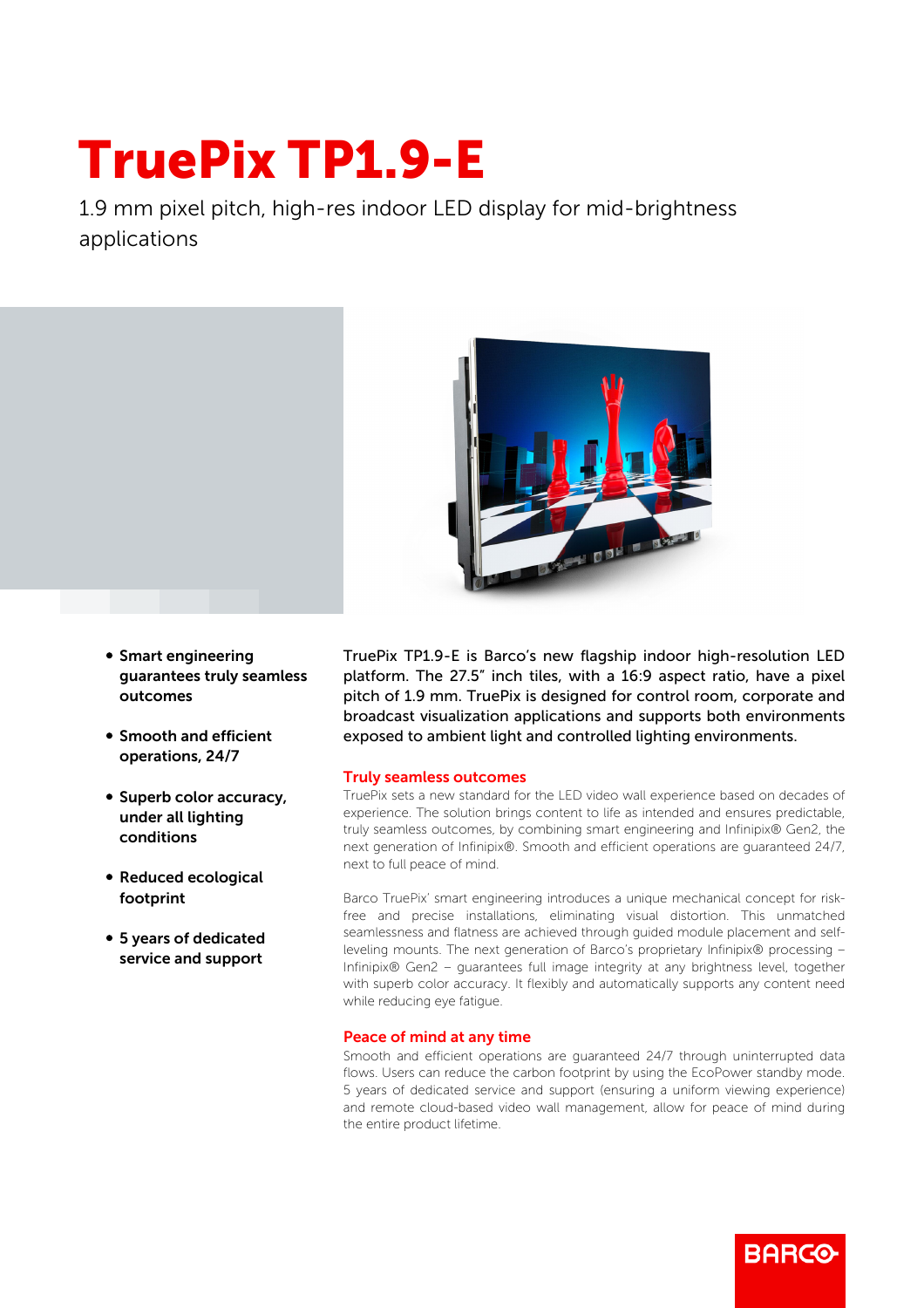# TruePix TP1.9-E

1.9 mm pixel pitch, high-res indoor LED display for mid-brightness applications

- **Smart engineering guarantees truly seamless outcomes**
- **Smooth and efficient operations, 24/7**
- **Superb color accuracy, under all lighting conditions**
- **Reduced ecological footprint**
- **5 years of dedicated service and support**

TruePix TP1.9-E is Barco's new flagship indoor high-resolution LED platform. The 27.5" inch tiles, with a 16:9 aspect ratio, have a pixel pitch of 1.9 mm. TruePix is designed for control room, corporate and broadcast visualization applications and supports both environments exposed to ambient light and controlled lighting environments.

## Truly seamless outcomes

TruePix sets a new standard for the LED video wall experience based on decades of experience. The solution brings content to life as intended and ensures predictable, truly seamless outcomes, by combining smart engineering and Infinipix® Gen2, the next generation of Infinipix®. Smooth and efficient operations are guaranteed 24/7, next to full peace of mind.

Barco TruePix' smart engineering introduces a unique mechanical concept for risk-free and precise installations, eliminating visual distortion. This unmatched seamlessness and flatness are achieved through guided module placement and self-leveling mounts. The next generation of Barco's proprietary Infinipix® processing – Infinipix® Gen2 – guarantees full image integrity at any brightness level, together with superb color accuracy. It flexibly and automatically supports any content need while reducing eye fatigue.

## Peace of mind at any time

Smooth and efficient operations are guaranteed 24/7 through uninterrupted data flows. Users can reduce the carbon footprint by using the EcoPower standby mode. 5 years of dedicated service and support (ensuring a uniform viewing experience) and remote cloud-based video wall management, allow for peace of mind during the entire product lifetime.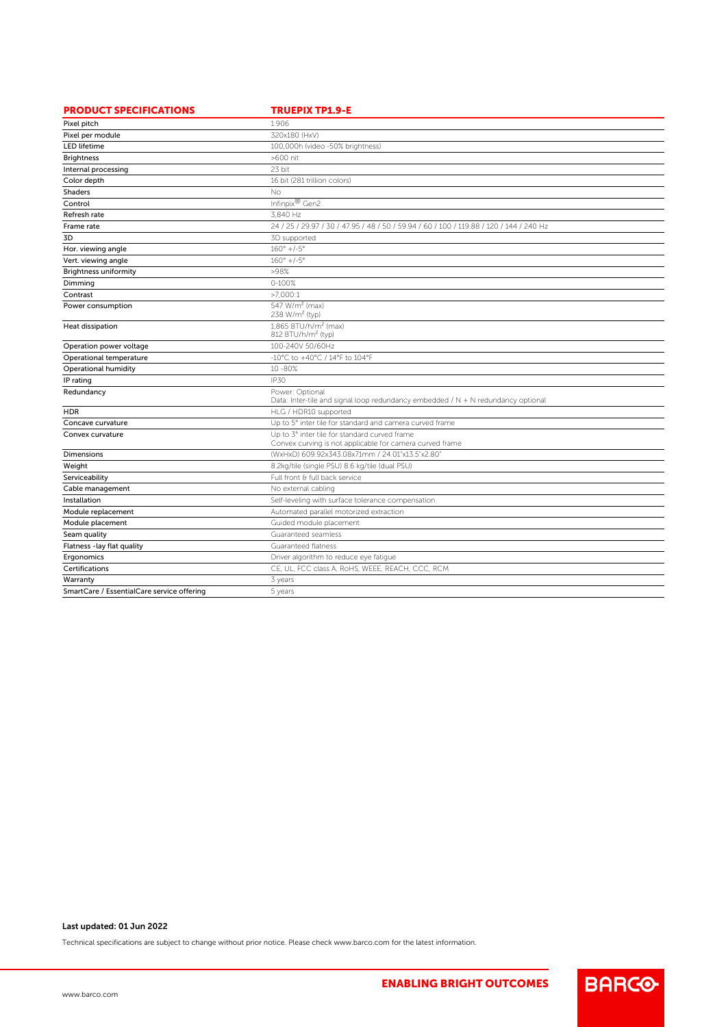| PRODUCT SPECIFICATIONS | TRUEPIX TP1.9-E |
|---|---|
| Pixel pitch | 1.906 |
| Pixel per module | 320x180 (HxV) |
| LED lifetime | 100,000h (video -50% brightness) |
| Brightness | >600 nit |
| Internal processing | 23 bit |
| Color depth | 16 bit (281 trillion colors) |
| Shaders | No |
| Control | Infinipix® Gen2 |
| Refresh rate | 3,840 Hz |
| Frame rate | 24 / 25 / 29.97 / 30 / 47.95 / 48 / 50 / 59.94 / 60 / 100 / 119.88 / 120 / 144 / 240 Hz |
| 3D | 3D supported |
| Hor. viewing angle | 160° +/-5° |
| Vert. viewing angle | 160° +/-5° |
| Brightness uniformity | >98% |
| Dimming | 0-100% |
| Contrast | >7,000:1 |
| Power consumption | 547 W/m² (max)<br>238 W/m² (typ) |
| Heat dissipation | 1,865 BTU/h/m² (max)<br>812 BTU/h/m² (typ) |
| Operation power voltage | 100-240V 50/60Hz |
| Operational temperature | -10°C to +40°C / 14°F to 104°F |
| Operational humidity | 10 -80% |
| IP rating | IP30 |
| Redundancy | Power: Optional<br>Data: Inter-tile and signal loop redundancy embedded / N + N redundancy optional |
| HDR | HLG / HDR10 supported |
| Concave curvature | Up to 5° inter tile for standard and camera curved frame |
| Convex curvature | Up to 3° inter tile for standard curved frame<br>Convex curving is not applicable for camera curved frame |
| Dimensions | (WxHxD) 609.92x343.08x71mm / 24.01"x13.5"x2.80" |
| Weight | 8.2kg/tile (single PSU) 8.6 kg/tile (dual PSU) |
| Serviceability | Full front & full back service |
| Cable management | No external cabling |
| Installation | Self-leveling with surface tolerance compensation |
| Module replacement | Automated parallel motorized extraction |
| Module placement | Guided module placement |
| Seam quality | Guaranteed seamless |
| Flatness -lay flat quality | Guaranteed flatness |
| Ergonomics | Driver algorithm to reduce eye fatigue |
| Certifications | CE, UL, FCC class A, RoHS, WEEE, REACH, CCC, RCM |
| Warranty | 3 years |
| SmartCare / EssentialCare service offering | 5 years |

**Last updated: 01 Jun 2022**

Technical specifications are subject to change without prior notice. Please check www.barco.com for the latest information.

**ENABLING BRIGHT OUTCOMES**

BARCO

www.barco.com